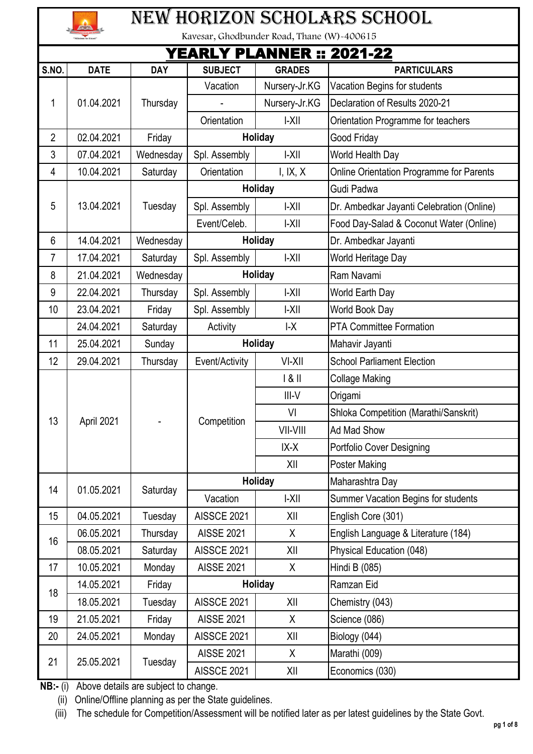# NEW HORIZON SCHOLARS SCHOOL

Kavesar, Ghodbunder Road, Thane (W)-400615

## YEARLY PLANNER :: 2021-22

| S.NO. | DATE | DAY | SUBJECT | GRADES | PARTICULARS |
|---|---|---|---|---|---|
| 1 | 01.04.2021 | Thursday | Vacation | Nursery-Jr.KG | Vacation Begins for students |
| | | | - | Nursery-Jr.KG | Declaration of Results 2020-21 |
| | | | Orientation | I-XII | Orientation Programme for teachers |
| 2 | 02.04.2021 | Friday | Holiday | | Good Friday |
| 3 | 07.04.2021 | Wednesday | Spl. Assembly | I-XII | World Health Day |
| 4 | 10.04.2021 | Saturday | Orientation | I, IX, X | Online Orientation Programme for Parents |
| 5 | 13.04.2021 | Tuesday | Holiday | | Gudi Padwa |
| | | | Spl. Assembly | I-XII | Dr. Ambedkar Jayanti Celebration (Online) |
| | | | Event/Celeb. | I-XII | Food Day-Salad & Coconut Water (Online) |
| 6 | 14.04.2021 | Wednesday | Holiday | | Dr. Ambedkar Jayanti |
| 7 | 17.04.2021 | Saturday | Spl. Assembly | I-XII | World Heritage Day |
| 8 | 21.04.2021 | Wednesday | Holiday | | Ram Navami |
| 9 | 22.04.2021 | Thursday | Spl. Assembly | I-XII | World Earth Day |
| 10 | 23.04.2021 | Friday | Spl. Assembly | I-XII | World Book Day |
| | 24.04.2021 | Saturday | Activity | I-X | PTA Committee Formation |
| 11 | 25.04.2021 | Sunday | Holiday | | Mahavir Jayanti |
| 12 | 29.04.2021 | Thursday | Event/Activity | VI-XII | School Parliament Election |
| 13 | April 2021 | - | Competition | I & II | Collage Making |
| | | | | III-V | Origami |
| | | | | VI | Shloka Competition (Marathi/Sanskrit) |
| | | | | VII-VIII | Ad Mad Show |
| | | | | IX-X | Portfolio Cover Designing |
| | | | | XII | Poster Making |
| 14 | 01.05.2021 | Saturday | Holiday | | Maharashtra Day |
| | | | Vacation | I-XII | Summer Vacation Begins for students |
| 15 | 04.05.2021 | Tuesday | AISSCE 2021 | XII | English Core (301) |
| 16 | 06.05.2021 | Thursday | AISSE 2021 | X | English Language & Literature (184) |
| | 08.05.2021 | Saturday | AISSCE 2021 | XII | Physical Education (048) |
| 17 | 10.05.2021 | Monday | AISSE 2021 | X | Hindi B (085) |
| 18 | 14.05.2021 | Friday | Holiday | | Ramzan Eid |
| | 18.05.2021 | Tuesday | AISSCE 2021 | XII | Chemistry (043) |
| 19 | 21.05.2021 | Friday | AISSE 2021 | X | Science (086) |
| 20 | 24.05.2021 | Monday | AISSCE 2021 | XII | Biology (044) |
| 21 | 25.05.2021 | Tuesday | AISSE 2021 | X | Marathi (009) |
| | | | AISSCE 2021 | XII | Economics (030) |

**NB:-** (i) Above details are subject to change.

(ii) Online/Offline planning as per the State guidelines.

(iii) The schedule for Competition/Assessment will be notified later as per latest guidelines by the State Govt.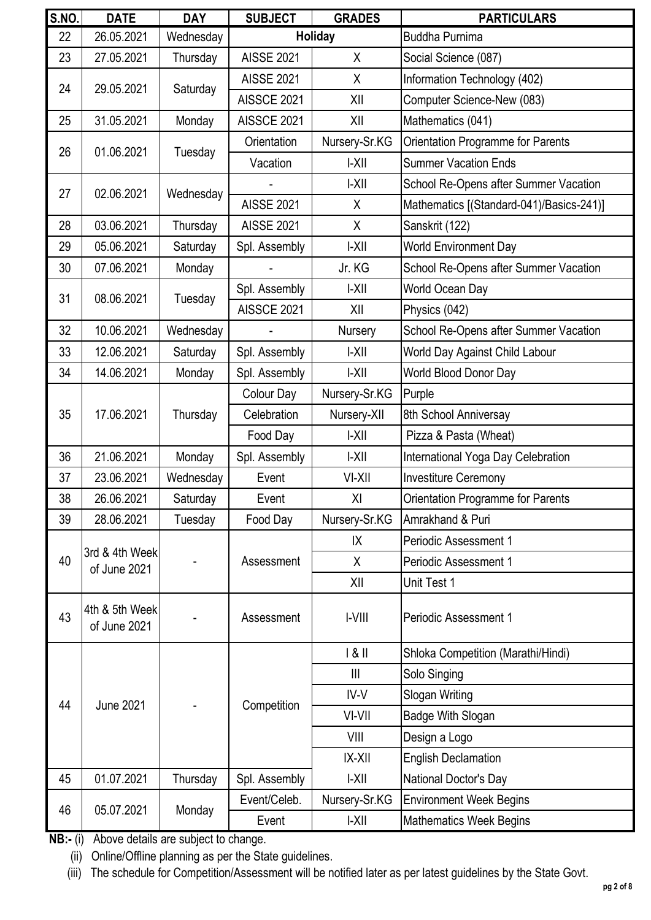| S.NO. | DATE | DAY | SUBJECT | GRADES | PARTICULARS |
|---|---|---|---|---|---|
| 22 | 26.05.2021 | Wednesday | Holiday | | Buddha Purnima |
| 23 | 27.05.2021 | Thursday | AISSE 2021 | X | Social Science (087) |
| 24 | 29.05.2021 | Saturday | AISSE 2021 | X | Information Technology (402) |
| | | | AISSCE 2021 | XII | Computer Science-New (083) |
| 25 | 31.05.2021 | Monday | AISSCE 2021 | XII | Mathematics (041) |
| 26 | 01.06.2021 | Tuesday | Orientation | Nursery-Sr.KG | Orientation Programme for Parents |
| | | | Vacation | I-XII | Summer Vacation Ends |
| 27 | 02.06.2021 | Wednesday | - | I-XII | School Re-Opens after Summer Vacation |
| | | | AISSE 2021 | X | Mathematics [(Standard-041)/Basics-241)] |
| 28 | 03.06.2021 | Thursday | AISSE 2021 | X | Sanskrit (122) |
| 29 | 05.06.2021 | Saturday | Spl. Assembly | I-XII | World Environment Day |
| 30 | 07.06.2021 | Monday | - | Jr. KG | School Re-Opens after Summer Vacation |
| 31 | 08.06.2021 | Tuesday | Spl. Assembly | I-XII | World Ocean Day |
| | | | AISSCE 2021 | XII | Physics (042) |
| 32 | 10.06.2021 | Wednesday | - | Nursery | School Re-Opens after Summer Vacation |
| 33 | 12.06.2021 | Saturday | Spl. Assembly | I-XII | World Day Against Child Labour |
| 34 | 14.06.2021 | Monday | Spl. Assembly | I-XII | World Blood Donor Day |
| 35 | 17.06.2021 | Thursday | Colour Day | Nursery-Sr.KG | Purple |
| | | | Celebration | Nursery-XII | 8th School Anniversay |
| | | | Food Day | I-XII | Pizza & Pasta (Wheat) |
| 36 | 21.06.2021 | Monday | Spl. Assembly | I-XII | International Yoga Day Celebration |
| 37 | 23.06.2021 | Wednesday | Event | VI-XII | Investiture Ceremony |
| 38 | 26.06.2021 | Saturday | Event | XI | Orientation Programme for Parents |
| 39 | 28.06.2021 | Tuesday | Food Day | Nursery-Sr.KG | Amrakhand & Puri |
| 40 | 3rd & 4th Week of June 2021 | - | Assessment | IX | Periodic Assessment 1 |
| | | | | X | Periodic Assessment 1 |
| | | | | XII | Unit Test 1 |
| 43 | 4th & 5th Week of June 2021 | - | Assessment | I-VIII | Periodic Assessment 1 |
| 44 | June 2021 | - | Competition | I & II | Shloka Competition (Marathi/Hindi) |
| | | | | III | Solo Singing |
| | | | | IV-V | Slogan Writing |
| | | | | VI-VII | Badge With Slogan |
| | | | | VIII | Design a Logo |
| | | | | IX-XII | English Declamation |
| 45 | 01.07.2021 | Thursday | Spl. Assembly | I-XII | National Doctor's Day |
| 46 | 05.07.2021 | Monday | Event/Celeb. | Nursery-Sr.KG | Environment Week Begins |
| | | | Event | I-XII | Mathematics Week Begins |

**NB:-** (i) Above details are subject to change.

(ii) Online/Offline planning as per the State guidelines.

(iii) The schedule for Competition/Assessment will be notified later as per latest guidelines by the State Govt.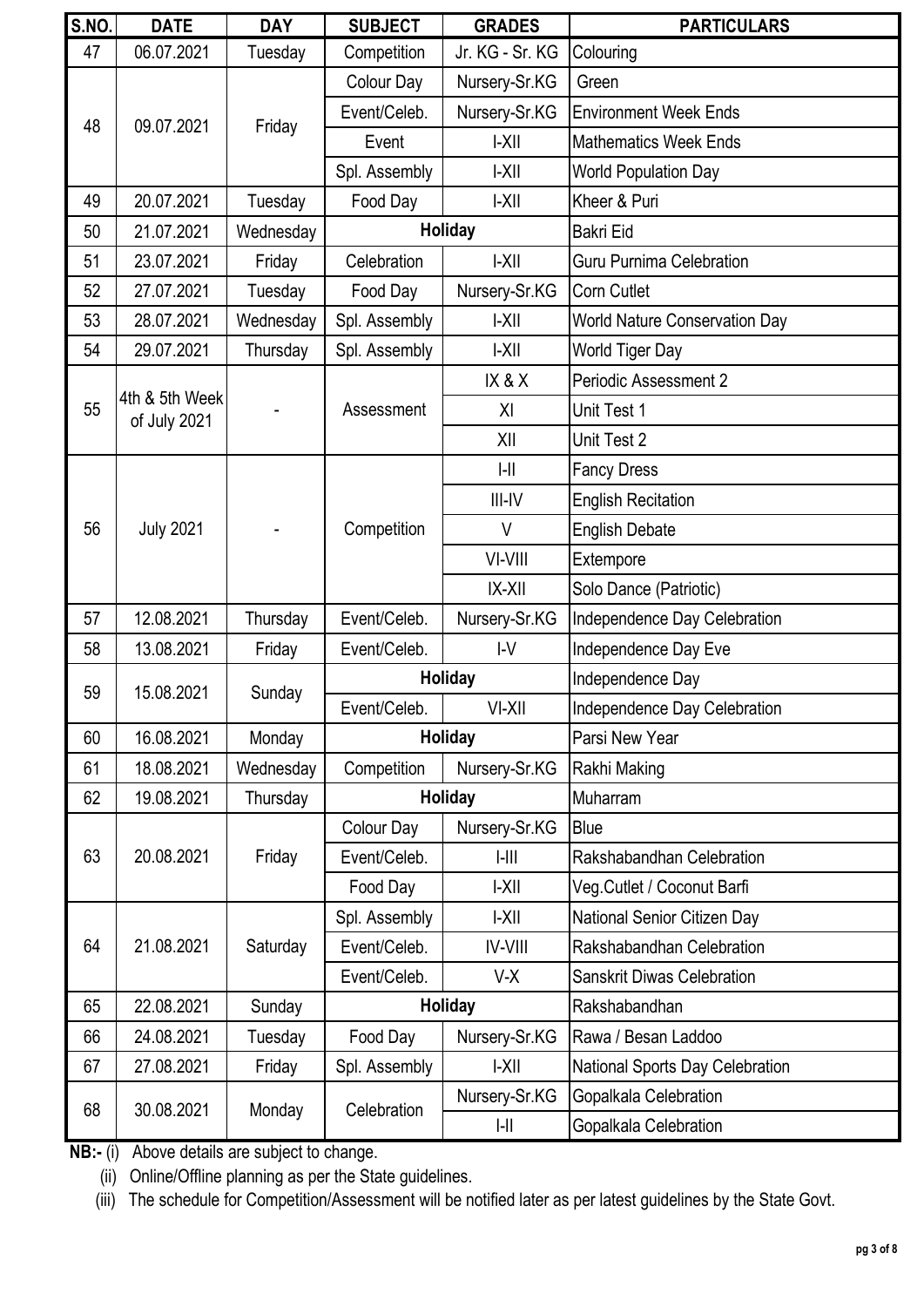| S.NO. | DATE | DAY | SUBJECT | GRADES | PARTICULARS |
|---|---|---|---|---|---|
| 47 | 06.07.2021 | Tuesday | Competition | Jr. KG - Sr. KG | Colouring |
| 48 | 09.07.2021 | Friday | Colour Day | Nursery-Sr.KG | Green |
| | | | Event/Celeb. | Nursery-Sr.KG | Environment Week Ends |
| | | | Event | I-XII | Mathematics Week Ends |
| | | | Spl. Assembly | I-XII | World Population Day |
| 49 | 20.07.2021 | Tuesday | Food Day | I-XII | Kheer & Puri |
| 50 | 21.07.2021 | Wednesday | Holiday | | Bakri Eid |
| 51 | 23.07.2021 | Friday | Celebration | I-XII | Guru Purnima Celebration |
| 52 | 27.07.2021 | Tuesday | Food Day | Nursery-Sr.KG | Corn Cutlet |
| 53 | 28.07.2021 | Wednesday | Spl. Assembly | I-XII | World Nature Conservation Day |
| 54 | 29.07.2021 | Thursday | Spl. Assembly | I-XII | World Tiger Day |
| 55 | 4th & 5th Week of July 2021 | - | Assessment | IX & X | Periodic Assessment 2 |
| | | | | XI | Unit Test 1 |
| | | | | XII | Unit Test 2 |
| 56 | July 2021 | - | Competition | I-II | Fancy Dress |
| | | | | III-IV | English Recitation |
| | | | | V | English Debate |
| | | | | VI-VIII | Extempore |
| | | | | IX-XII | Solo Dance (Patriotic) |
| 57 | 12.08.2021 | Thursday | Event/Celeb. | Nursery-Sr.KG | Independence Day Celebration |
| 58 | 13.08.2021 | Friday | Event/Celeb. | I-V | Independence Day Eve |
| 59 | 15.08.2021 | Sunday | Holiday | | Independence Day |
| | | | Event/Celeb. | VI-XII | Independence Day Celebration |
| 60 | 16.08.2021 | Monday | Holiday | | Parsi New Year |
| 61 | 18.08.2021 | Wednesday | Competition | Nursery-Sr.KG | Rakhi Making |
| 62 | 19.08.2021 | Thursday | Holiday | | Muharram |
| 63 | 20.08.2021 | Friday | Colour Day | Nursery-Sr.KG | Blue |
| | | | Event/Celeb. | I-III | Rakshabandhan Celebration |
| | | | Food Day | I-XII | Veg.Cutlet / Coconut Barfi |
| 64 | 21.08.2021 | Saturday | Spl. Assembly | I-XII | National Senior Citizen Day |
| | | | Event/Celeb. | IV-VIII | Rakshabandhan Celebration |
| | | | Event/Celeb. | V-X | Sanskrit Diwas Celebration |
| 65 | 22.08.2021 | Sunday | Holiday | | Rakshabandhan |
| 66 | 24.08.2021 | Tuesday | Food Day | Nursery-Sr.KG | Rawa / Besan Laddoo |
| 67 | 27.08.2021 | Friday | Spl. Assembly | I-XII | National Sports Day Celebration |
| 68 | 30.08.2021 | Monday | Celebration | Nursery-Sr.KG | Gopalkala Celebration |
| | | | | I-II | Gopalkala Celebration |

**NB:-** (i) Above details are subject to change.

(ii) Online/Offline planning as per the State guidelines.

(iii) The schedule for Competition/Assessment will be notified later as per latest guidelines by the State Govt.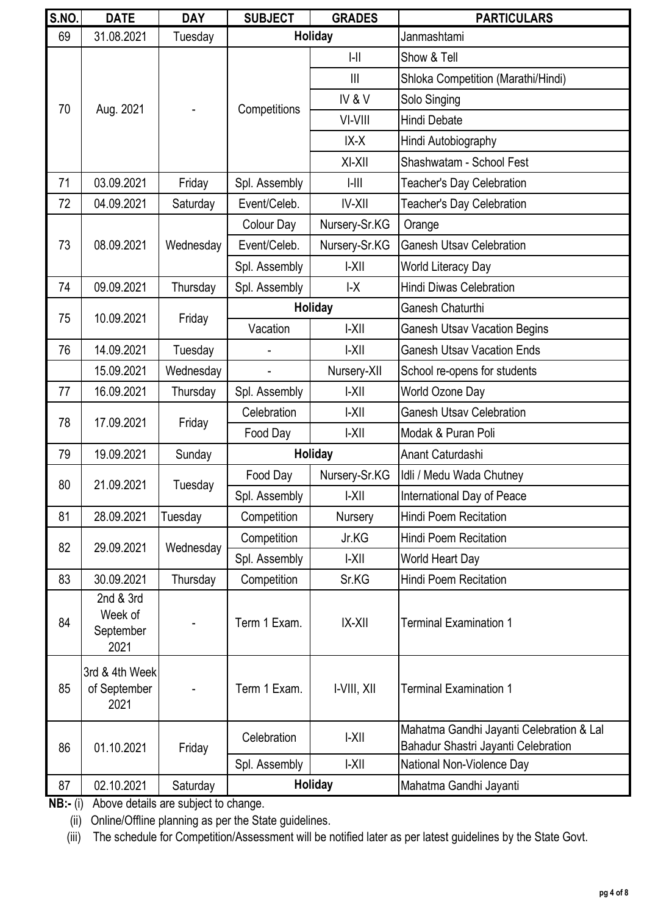| S.NO. | DATE | DAY | SUBJECT | GRADES | PARTICULARS |
|---|---|---|---|---|---|
| 69 | 31.08.2021 | Tuesday | Holiday | | Janmashtami |
| 70 | Aug. 2021 | - | Competitions | I-II | Show & Tell |
| | | | | III | Shloka Competition (Marathi/Hindi) |
| | | | | IV & V | Solo Singing |
| | | | | VI-VIII | Hindi Debate |
| | | | | IX-X | Hindi Autobiography |
| | | | | XI-XII | Shashwatam - School Fest |
| 71 | 03.09.2021 | Friday | Spl. Assembly | I-III | Teacher's Day Celebration |
| 72 | 04.09.2021 | Saturday | Event/Celeb. | IV-XII | Teacher's Day Celebration |
| 73 | 08.09.2021 | Wednesday | Colour Day | Nursery-Sr.KG | Orange |
| | | | Event/Celeb. | Nursery-Sr.KG | Ganesh Utsav Celebration |
| | | | Spl. Assembly | I-XII | World Literacy Day |
| 74 | 09.09.2021 | Thursday | Spl. Assembly | I-X | Hindi Diwas Celebration |
| 75 | 10.09.2021 | Friday | Holiday | | Ganesh Chaturthi |
| | | | Vacation | I-XII | Ganesh Utsav Vacation Begins |
| 76 | 14.09.2021 | Tuesday | - | I-XII | Ganesh Utsav Vacation Ends |
| | 15.09.2021 | Wednesday | - | Nursery-XII | School re-opens for students |
| 77 | 16.09.2021 | Thursday | Spl. Assembly | I-XII | World Ozone Day |
| 78 | 17.09.2021 | Friday | Celebration | I-XII | Ganesh Utsav Celebration |
| | | | Food Day | I-XII | Modak & Puran Poli |
| 79 | 19.09.2021 | Sunday | Holiday | | Anant Caturdashi |
| 80 | 21.09.2021 | Tuesday | Food Day | Nursery-Sr.KG | Idli / Medu Wada Chutney |
| | | | Spl. Assembly | I-XII | International Day of Peace |
| 81 | 28.09.2021 | Tuesday | Competition | Nursery | Hindi Poem Recitation |
| 82 | 29.09.2021 | Wednesday | Competition | Jr.KG | Hindi Poem Recitation |
| | | | Spl. Assembly | I-XII | World Heart Day |
| 83 | 30.09.2021 | Thursday | Competition | Sr.KG | Hindi Poem Recitation |
| 84 | 2nd & 3rd Week of September 2021 | - | Term 1 Exam. | IX-XII | Terminal Examination 1 |
| 85 | 3rd & 4th Week of September 2021 | - | Term 1 Exam. | I-VIII, XII | Terminal Examination 1 |
| 86 | 01.10.2021 | Friday | Celebration | I-XII | Mahatma Gandhi Jayanti Celebration & Lal Bahadur Shastri Jayanti Celebration |
| | | | Spl. Assembly | I-XII | National Non-Violence Day |
| 87 | 02.10.2021 | Saturday | Holiday | | Mahatma Gandhi Jayanti |

**NB:-** (i) Above details are subject to change.

(ii) Online/Offline planning as per the State guidelines.

(iii) The schedule for Competition/Assessment will be notified later as per latest guidelines by the State Govt.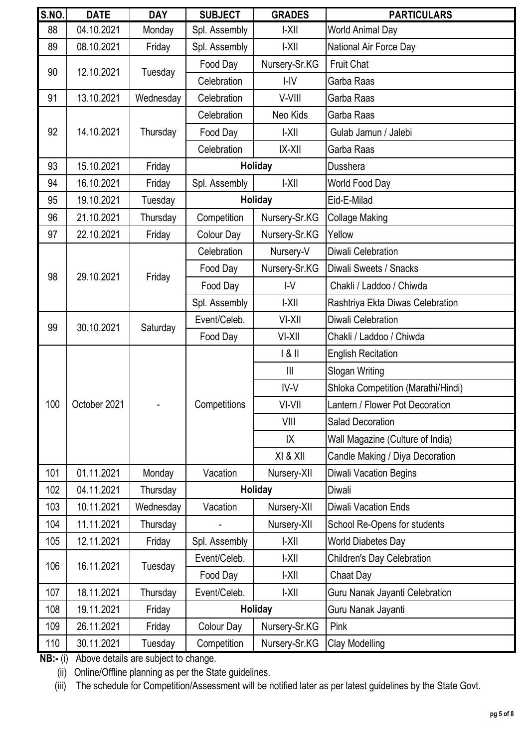| S.NO. | DATE | DAY | SUBJECT | GRADES | PARTICULARS |
|---|---|---|---|---|---|
| 88 | 04.10.2021 | Monday | Spl. Assembly | I-XII | World Animal Day |
| 89 | 08.10.2021 | Friday | Spl. Assembly | I-XII | National Air Force Day |
| 90 | 12.10.2021 | Tuesday | Food Day | Nursery-Sr.KG | Fruit Chat |
| | | | Celebration | I-IV | Garba Raas |
| 91 | 13.10.2021 | Wednesday | Celebration | V-VIII | Garba Raas |
| 92 | 14.10.2021 | Thursday | Celebration | Neo Kids | Garba Raas |
| | | | Food Day | I-XII | Gulab Jamun / Jalebi |
| | | | Celebration | IX-XII | Garba Raas |
| 93 | 15.10.2021 | Friday | **Holiday** | | Dusshera |
| 94 | 16.10.2021 | Friday | Spl. Assembly | I-XII | World Food Day |
| 95 | 19.10.2021 | Tuesday | **Holiday** | | Eid-E-Milad |
| 96 | 21.10.2021 | Thursday | Competition | Nursery-Sr.KG | Collage Making |
| 97 | 22.10.2021 | Friday | Colour Day | Nursery-Sr.KG | Yellow |
| 98 | 29.10.2021 | Friday | Celebration | Nursery-V | Diwali Celebration |
| | | | Food Day | Nursery-Sr.KG | Diwali Sweets / Snacks |
| | | | Food Day | I-V | Chakli / Laddoo / Chiwda |
| | | | Spl. Assembly | I-XII | Rashtriya Ekta Diwas Celebration |
| 99 | 30.10.2021 | Saturday | Event/Celeb. | VI-XII | Diwali Celebration |
| | | | Food Day | VI-XII | Chakli / Laddoo / Chiwda |
| 100 | October 2021 | - | Competitions | I & II | English Recitation |
| | | | | III | Slogan Writing |
| | | | | IV-V | Shloka Competition (Marathi/Hindi) |
| | | | | VI-VII | Lantern / Flower Pot Decoration |
| | | | | VIII | Salad Decoration |
| | | | | IX | Wall Magazine (Culture of India) |
| | | | | XI & XII | Candle Making / Diya Decoration |
| 101 | 01.11.2021 | Monday | Vacation | Nursery-XII | Diwali Vacation Begins |
| 102 | 04.11.2021 | Thursday | **Holiday** | | Diwali |
| 103 | 10.11.2021 | Wednesday | Vacation | Nursery-XII | Diwali Vacation Ends |
| 104 | 11.11.2021 | Thursday | - | Nursery-XII | School Re-Opens for students |
| 105 | 12.11.2021 | Friday | Spl. Assembly | I-XII | World Diabetes Day |
| 106 | 16.11.2021 | Tuesday | Event/Celeb. | I-XII | Children's Day Celebration |
| | | | Food Day | I-XII | Chaat Day |
| 107 | 18.11.2021 | Thursday | Event/Celeb. | I-XII | Guru Nanak Jayanti Celebration |
| 108 | 19.11.2021 | Friday | **Holiday** | | Guru Nanak Jayanti |
| 109 | 26.11.2021 | Friday | Colour Day | Nursery-Sr.KG | Pink |
| 110 | 30.11.2021 | Tuesday | Competition | Nursery-Sr.KG | Clay Modelling |

**NB:-** (i) Above details are subject to change.

(ii) Online/Offline planning as per the State guidelines.

(iii) The schedule for Competition/Assessment will be notified later as per latest guidelines by the State Govt.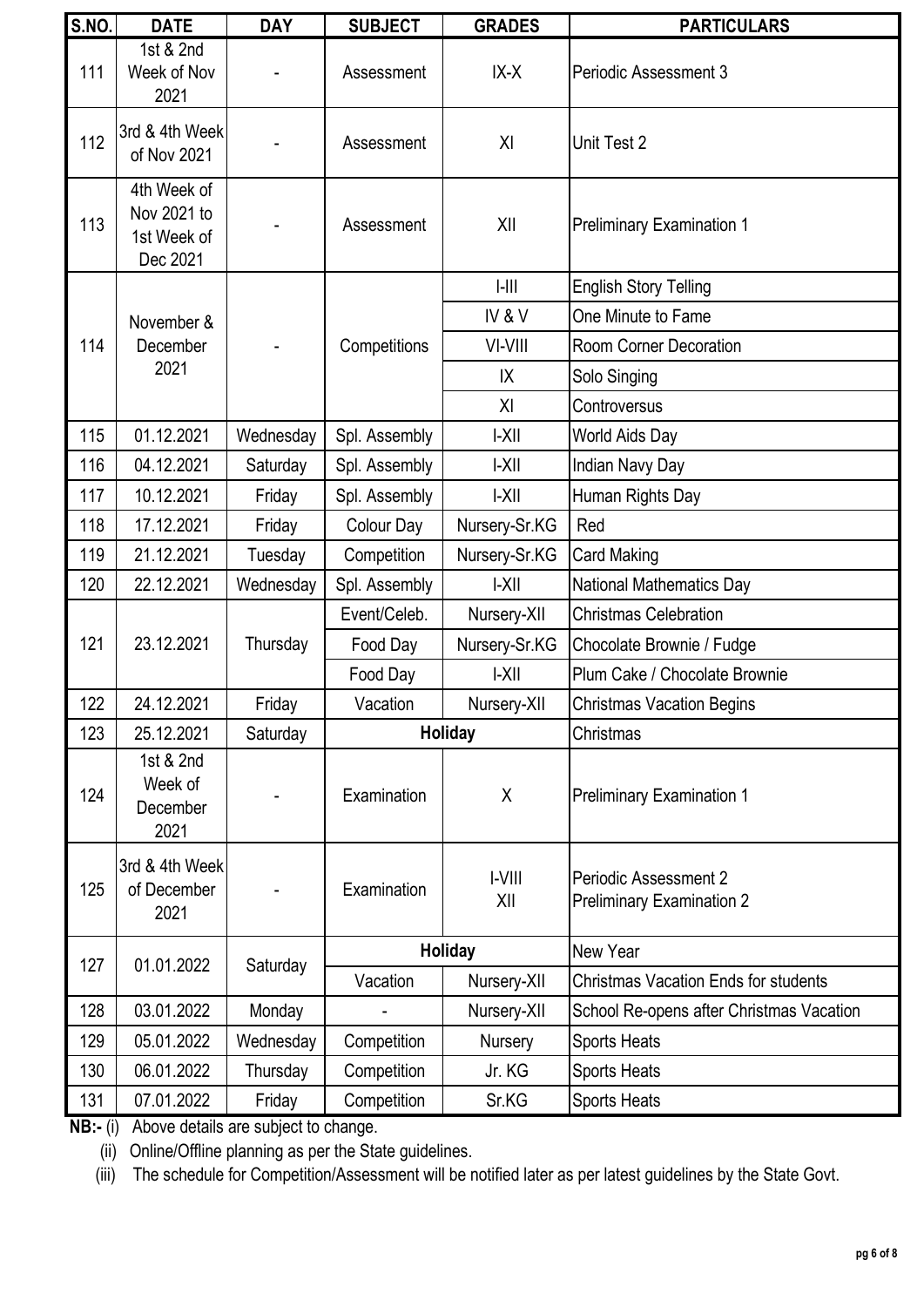| S.NO. | DATE | DAY | SUBJECT | GRADES | PARTICULARS |
|---|---|---|---|---|---|
| 111 | 1st & 2nd Week of Nov 2021 | - | Assessment | IX-X | Periodic Assessment 3 |
| 112 | 3rd & 4th Week of Nov 2021 | - | Assessment | XI | Unit Test 2 |
| 113 | 4th Week of Nov 2021 to 1st Week of Dec 2021 | - | Assessment | XII | Preliminary Examination 1 |
| 114 | November & December 2021 | - | Competitions | I-III | English Story Telling |
| | | | | IV & V | One Minute to Fame |
| | | | | VI-VIII | Room Corner Decoration |
| | | | | IX | Solo Singing |
| | | | | XI | Controversus |
| 115 | 01.12.2021 | Wednesday | Spl. Assembly | I-XII | World Aids Day |
| 116 | 04.12.2021 | Saturday | Spl. Assembly | I-XII | Indian Navy Day |
| 117 | 10.12.2021 | Friday | Spl. Assembly | I-XII | Human Rights Day |
| 118 | 17.12.2021 | Friday | Colour Day | Nursery-Sr.KG | Red |
| 119 | 21.12.2021 | Tuesday | Competition | Nursery-Sr.KG | Card Making |
| 120 | 22.12.2021 | Wednesday | Spl. Assembly | I-XII | National Mathematics Day |
| 121 | 23.12.2021 | Thursday | Event/Celeb. | Nursery-XII | Christmas Celebration |
| | | | Food Day | Nursery-Sr.KG | Chocolate Brownie / Fudge |
| | | | Food Day | I-XII | Plum Cake / Chocolate Brownie |
| 122 | 24.12.2021 | Friday | Vacation | Nursery-XII | Christmas Vacation Begins |
| 123 | 25.12.2021 | Saturday | **Holiday** | | Christmas |
| 124 | 1st & 2nd Week of December 2021 | - | Examination | X | Preliminary Examination 1 |
| 125 | 3rd & 4th Week of December 2021 | - | Examination | I-VIII<br>XII | Periodic Assessment 2<br>Preliminary Examination 2 |
| 127 | 01.01.2022 | Saturday | **Holiday** | | New Year |
| | | | Vacation | Nursery-XII | Christmas Vacation Ends for students |
| 128 | 03.01.2022 | Monday | - | Nursery-XII | School Re-opens after Christmas Vacation |
| 129 | 05.01.2022 | Wednesday | Competition | Nursery | Sports Heats |
| 130 | 06.01.2022 | Thursday | Competition | Jr. KG | Sports Heats |
| 131 | 07.01.2022 | Friday | Competition | Sr.KG | Sports Heats |

**NB:-** (i) Above details are subject to change.

(ii) Online/Offline planning as per the State guidelines.

(iii) The schedule for Competition/Assessment will be notified later as per latest guidelines by the State Govt.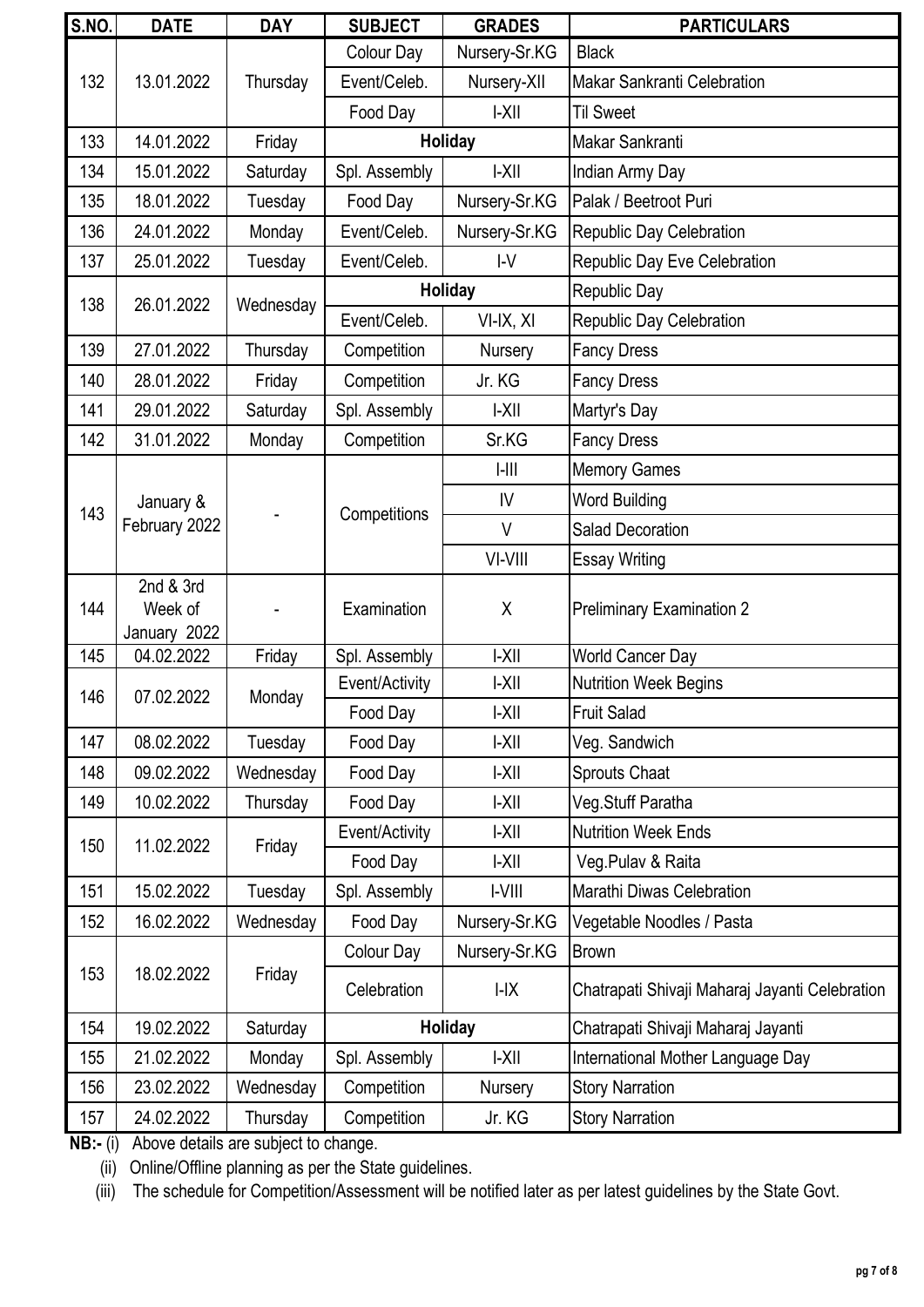| S.NO. | DATE | DAY | SUBJECT | GRADES | PARTICULARS |
|---|---|---|---|---|---|
| 132 | 13.01.2022 | Thursday | Colour Day | Nursery-Sr.KG | Black |
| | | | Event/Celeb. | Nursery-XII | Makar Sankranti Celebration |
| | | | Food Day | I-XII | Til Sweet |
| 133 | 14.01.2022 | Friday | Holiday | | Makar Sankranti |
| 134 | 15.01.2022 | Saturday | Spl. Assembly | I-XII | Indian Army Day |
| 135 | 18.01.2022 | Tuesday | Food Day | Nursery-Sr.KG | Palak / Beetroot Puri |
| 136 | 24.01.2022 | Monday | Event/Celeb. | Nursery-Sr.KG | Republic Day Celebration |
| 137 | 25.01.2022 | Tuesday | Event/Celeb. | I-V | Republic Day Eve Celebration |
| 138 | 26.01.2022 | Wednesday | Holiday | | Republic Day |
| | | | Event/Celeb. | VI-IX, XI | Republic Day Celebration |
| 139 | 27.01.2022 | Thursday | Competition | Nursery | Fancy Dress |
| 140 | 28.01.2022 | Friday | Competition | Jr. KG | Fancy Dress |
| 141 | 29.01.2022 | Saturday | Spl. Assembly | I-XII | Martyr's Day |
| 142 | 31.01.2022 | Monday | Competition | Sr.KG | Fancy Dress |
| 143 | January & February 2022 | - | Competitions | I-III | Memory Games |
| | | | | IV | Word Building |
| | | | | V | Salad Decoration |
| | | | | VI-VIII | Essay Writing |
| 144 | 2nd & 3rd Week of January 2022 | - | Examination | X | Preliminary Examination 2 |
| 145 | 04.02.2022 | Friday | Spl. Assembly | I-XII | World Cancer Day |
| 146 | 07.02.2022 | Monday | Event/Activity | I-XII | Nutrition Week Begins |
| | | | Food Day | I-XII | Fruit Salad |
| 147 | 08.02.2022 | Tuesday | Food Day | I-XII | Veg. Sandwich |
| 148 | 09.02.2022 | Wednesday | Food Day | I-XII | Sprouts Chaat |
| 149 | 10.02.2022 | Thursday | Food Day | I-XII | Veg.Stuff Paratha |
| 150 | 11.02.2022 | Friday | Event/Activity | I-XII | Nutrition Week Ends |
| | | | Food Day | I-XII | Veg.Pulav & Raita |
| 151 | 15.02.2022 | Tuesday | Spl. Assembly | I-VIII | Marathi Diwas Celebration |
| 152 | 16.02.2022 | Wednesday | Food Day | Nursery-Sr.KG | Vegetable Noodles / Pasta |
| 153 | 18.02.2022 | Friday | Colour Day | Nursery-Sr.KG | Brown |
| | | | Celebration | I-IX | Chatrapati Shivaji Maharaj Jayanti Celebration |
| 154 | 19.02.2022 | Saturday | Holiday | | Chatrapati Shivaji Maharaj Jayanti |
| 155 | 21.02.2022 | Monday | Spl. Assembly | I-XII | International Mother Language Day |
| 156 | 23.02.2022 | Wednesday | Competition | Nursery | Story Narration |
| 157 | 24.02.2022 | Thursday | Competition | Jr. KG | Story Narration |

**NB:-** (i) Above details are subject to change.

(ii) Online/Offline planning as per the State guidelines.

(iii) The schedule for Competition/Assessment will be notified later as per latest guidelines by the State Govt.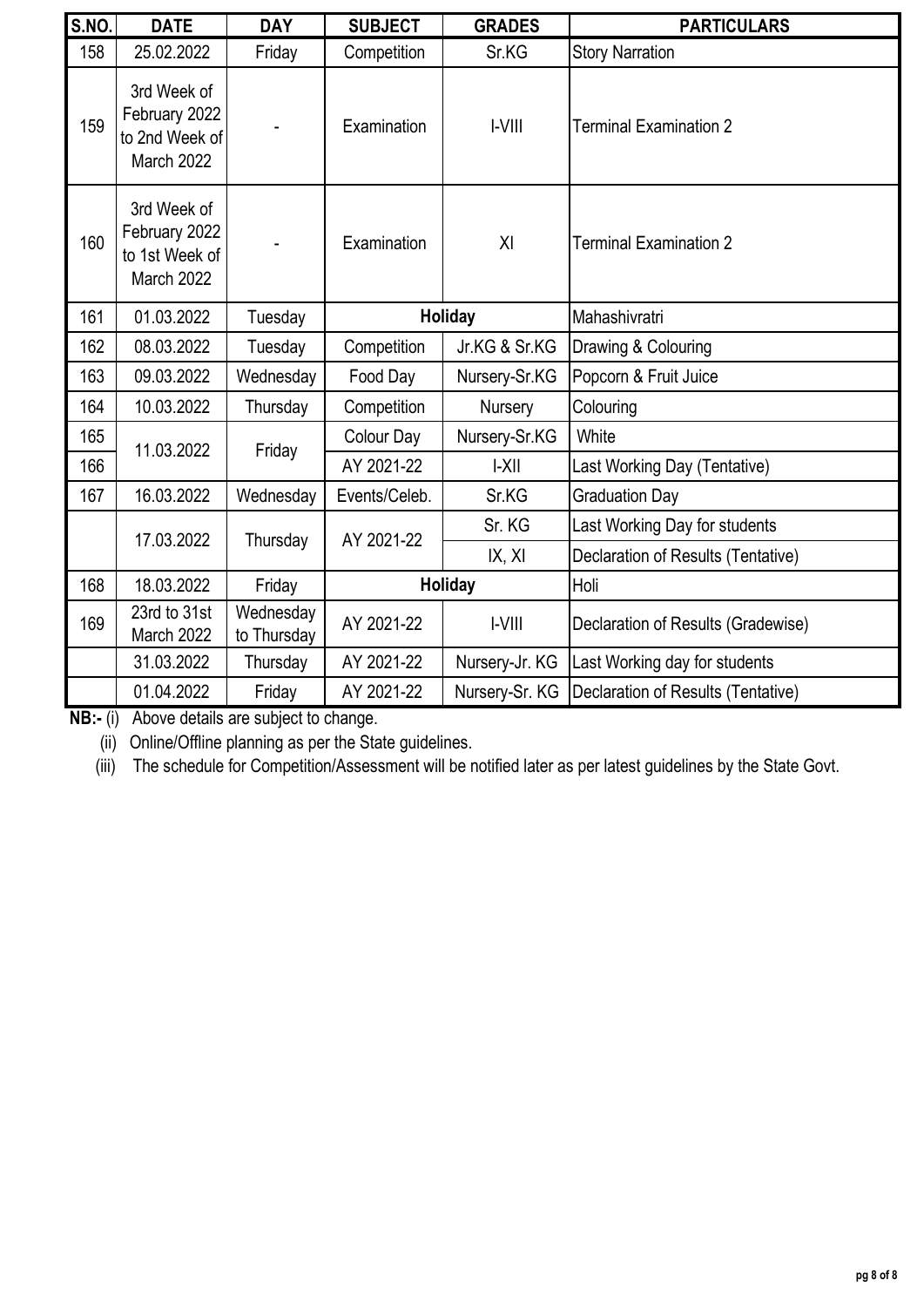| S.NO. | DATE | DAY | SUBJECT | GRADES | PARTICULARS |
|---|---|---|---|---|---|
| 158 | 25.02.2022 | Friday | Competition | Sr.KG | Story Narration |
| 159 | 3rd Week of February 2022 to 2nd Week of March 2022 | - | Examination | I-VIII | Terminal Examination 2 |
| 160 | 3rd Week of February 2022 to 1st Week of March 2022 | - | Examination | XI | Terminal Examination 2 |
| 161 | 01.03.2022 | Tuesday | **Holiday** | | Mahashivratri |
| 162 | 08.03.2022 | Tuesday | Competition | Jr.KG & Sr.KG | Drawing & Colouring |
| 163 | 09.03.2022 | Wednesday | Food Day | Nursery-Sr.KG | Popcorn & Fruit Juice |
| 164 | 10.03.2022 | Thursday | Competition | Nursery | Colouring |
| 165 | 11.03.2022 | Friday | Colour Day | Nursery-Sr.KG | White |
| 166 | | | AY 2021-22 | I-XII | Last Working Day (Tentative) |
| 167 | 16.03.2022 | Wednesday | Events/Celeb. | Sr.KG | Graduation Day |
| | 17.03.2022 | Thursday | AY 2021-22 | Sr. KG | Last Working Day for students |
| | | | | IX, XI | Declaration of Results (Tentative) |
| 168 | 18.03.2022 | Friday | **Holiday** | | Holi |
| 169 | 23rd to 31st March 2022 | Wednesday to Thursday | AY 2021-22 | I-VIII | Declaration of Results (Gradewise) |
| | 31.03.2022 | Thursday | AY 2021-22 | Nursery-Jr. KG | Last Working day for students |
| | 01.04.2022 | Friday | AY 2021-22 | Nursery-Sr. KG | Declaration of Results (Tentative) |

**NB:-** (i) Above details are subject to change.

(ii) Online/Offline planning as per the State guidelines.

(iii) The schedule for Competition/Assessment will be notified later as per latest guidelines by the State Govt.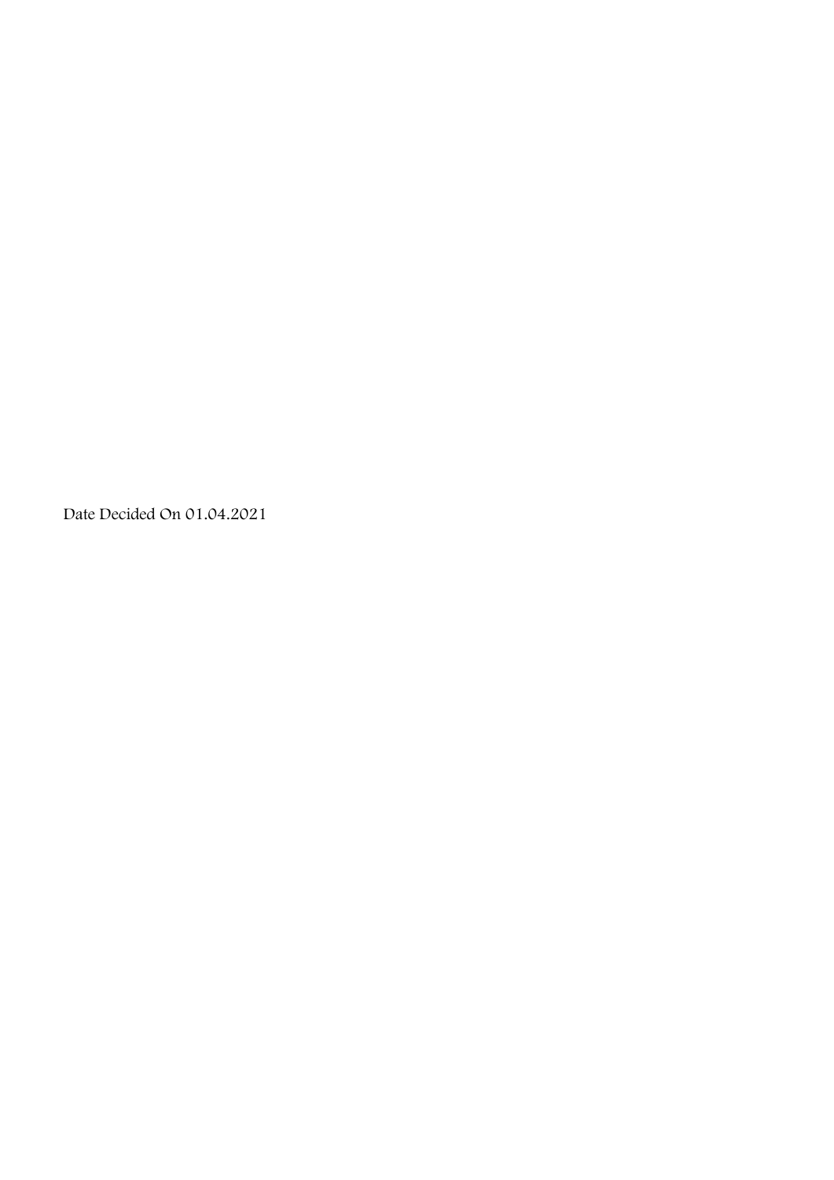Date Decided On 01.04.2021